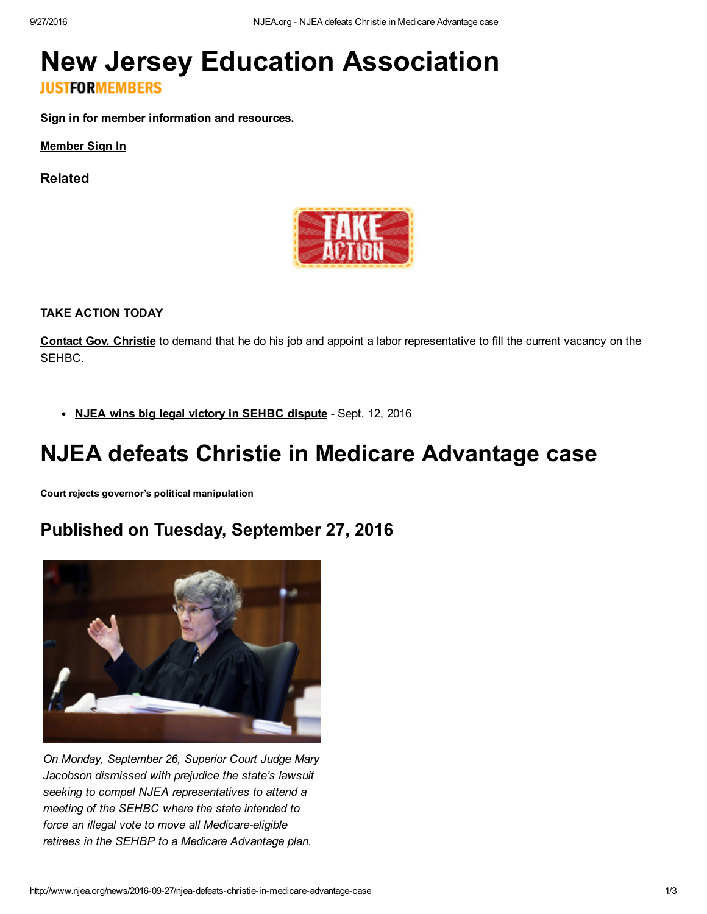# New Jersey Education Association

**JUSTFORMEMBERS**

**Sign in for member information and resources.**

**Member Sign In**

### Related

**TAKE ACTION TODAY**

**Contact Gov. Christie** to demand that he do his job and appoint a labor representative to fill the current vacancy on the SEHBC.

- **NJEA wins big legal victory in SEHBC dispute** - Sept. 12, 2016

# NJEA defeats Christie in Medicare Advantage case

**Court rejects governor's political manipulation**

## Published on Tuesday, September 27, 2016

*On Monday, September 26, Superior Court Judge Mary Jacobson dismissed with prejudice the state's lawsuit seeking to compel NJEA representatives to attend a meeting of the SEHBC where the state intended to force an illegal vote to move all Medicare-eligible retirees in the SEHBP to a Medicare Advantage plan.*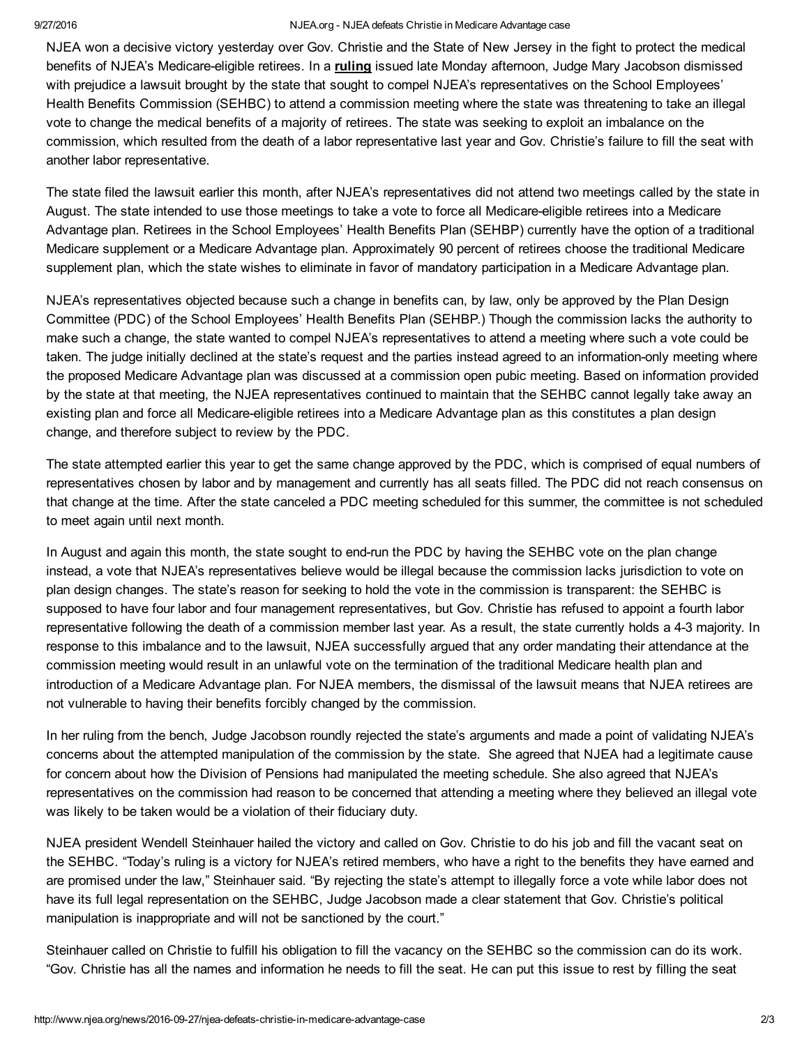NJEA won a decisive victory yesterday over Gov. Christie and the State of New Jersey in the fight to protect the medical benefits of NJEA's Medicare-eligible retirees. In a **ruling** issued late Monday afternoon, Judge Mary Jacobson dismissed with prejudice a lawsuit brought by the state that sought to compel NJEA's representatives on the School Employees' Health Benefits Commission (SEHBC) to attend a commission meeting where the state was threatening to take an illegal vote to change the medical benefits of a majority of retirees. The state was seeking to exploit an imbalance on the commission, which resulted from the death of a labor representative last year and Gov. Christie's failure to fill the seat with another labor representative.

The state filed the lawsuit earlier this month, after NJEA's representatives did not attend two meetings called by the state in August. The state intended to use those meetings to take a vote to force all Medicare-eligible retirees into a Medicare Advantage plan. Retirees in the School Employees' Health Benefits Plan (SEHBP) currently have the option of a traditional Medicare supplement or a Medicare Advantage plan. Approximately 90 percent of retirees choose the traditional Medicare supplement plan, which the state wishes to eliminate in favor of mandatory participation in a Medicare Advantage plan.

NJEA's representatives objected because such a change in benefits can, by law, only be approved by the Plan Design Committee (PDC) of the School Employees' Health Benefits Plan (SEHBP.) Though the commission lacks the authority to make such a change, the state wanted to compel NJEA's representatives to attend a meeting where such a vote could be taken. The judge initially declined at the state's request and the parties instead agreed to an information-only meeting where the proposed Medicare Advantage plan was discussed at a commission open pubic meeting. Based on information provided by the state at that meeting, the NJEA representatives continued to maintain that the SEHBC cannot legally take away an existing plan and force all Medicare-eligible retirees into a Medicare Advantage plan as this constitutes a plan design change, and therefore subject to review by the PDC.

The state attempted earlier this year to get the same change approved by the PDC, which is comprised of equal numbers of representatives chosen by labor and by management and currently has all seats filled. The PDC did not reach consensus on that change at the time. After the state canceled a PDC meeting scheduled for this summer, the committee is not scheduled to meet again until next month.

In August and again this month, the state sought to end-run the PDC by having the SEHBC vote on the plan change instead, a vote that NJEA's representatives believe would be illegal because the commission lacks jurisdiction to vote on plan design changes. The state's reason for seeking to hold the vote in the commission is transparent: the SEHBC is supposed to have four labor and four management representatives, but Gov. Christie has refused to appoint a fourth labor representative following the death of a commission member last year. As a result, the state currently holds a 4-3 majority. In response to this imbalance and to the lawsuit, NJEA successfully argued that any order mandating their attendance at the commission meeting would result in an unlawful vote on the termination of the traditional Medicare health plan and introduction of a Medicare Advantage plan. For NJEA members, the dismissal of the lawsuit means that NJEA retirees are not vulnerable to having their benefits forcibly changed by the commission.

In her ruling from the bench, Judge Jacobson roundly rejected the state's arguments and made a point of validating NJEA's concerns about the attempted manipulation of the commission by the state. She agreed that NJEA had a legitimate cause for concern about how the Division of Pensions had manipulated the meeting schedule. She also agreed that NJEA's representatives on the commission had reason to be concerned that attending a meeting where they believed an illegal vote was likely to be taken would be a violation of their fiduciary duty.

NJEA president Wendell Steinhauer hailed the victory and called on Gov. Christie to do his job and fill the vacant seat on the SEHBC. "Today's ruling is a victory for NJEA's retired members, who have a right to the benefits they have earned and are promised under the law," Steinhauer said. "By rejecting the state's attempt to illegally force a vote while labor does not have its full legal representation on the SEHBC, Judge Jacobson made a clear statement that Gov. Christie's political manipulation is inappropriate and will not be sanctioned by the court."

Steinhauer called on Christie to fulfill his obligation to fill the vacancy on the SEHBC so the commission can do its work. "Gov. Christie has all the names and information he needs to fill the seat. He can put this issue to rest by filling the seat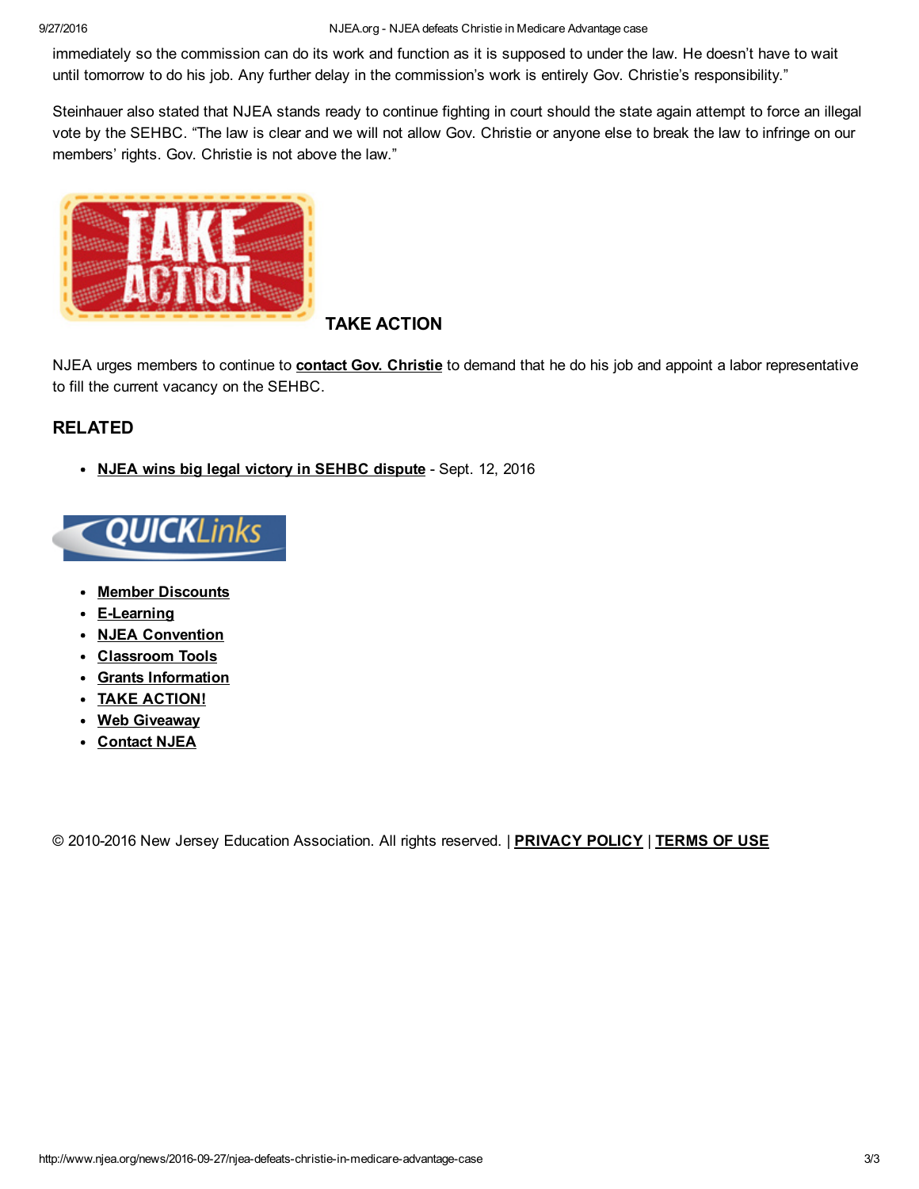immediately so the commission can do its work and function as it is supposed to under the law. He doesn't have to wait until tomorrow to do his job. Any further delay in the commission's work is entirely Gov. Christie's responsibility."

Steinhauer also stated that NJEA stands ready to continue fighting in court should the state again attempt to force an illegal vote by the SEHBC. "The law is clear and we will not allow Gov. Christie or anyone else to break the law to infringe on our members' rights. Gov. Christie is not above the law."

### TAKE ACTION

NJEA urges members to continue to **contact Gov. Christie** to demand that he do his job and appoint a labor representative to fill the current vacancy on the SEHBC.

## RELATED

- **NJEA wins big legal victory in SEHBC dispute** - Sept. 12, 2016

- **Member Discounts**
- **E-Learning**
- **NJEA Convention**
- **Classroom Tools**
- **Grants Information**
- **TAKE ACTION!**
- **Web Giveaway**
- **Contact NJEA**

© 2010-2016 New Jersey Education Association. All rights reserved. | **PRIVACY POLICY** | **TERMS OF USE**